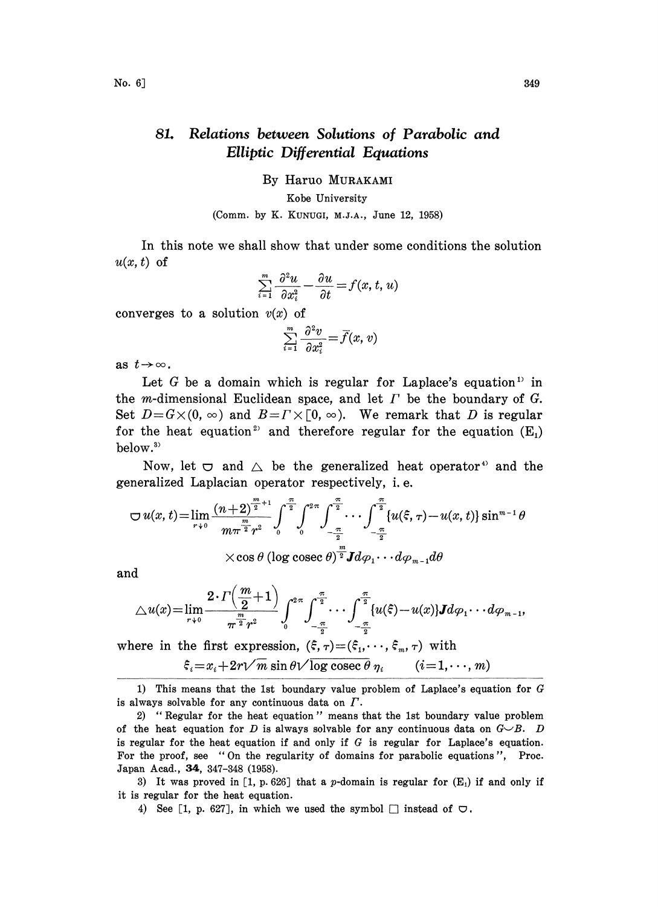# 81. Relations between Solutions of Parabolic and Elliptic Differential Equations

By Haruo MURAKAMI

Kobe University

(Comm. by K. KUNUGI, M.J.A., June 12, 1958)

In this note we shall show that under some conditions the solution $u(x, t)$ of

$$\sum_{i=1}^{m} \frac{\partial^2 u}{\partial x_i^2} - \frac{\partial u}{\partial t} = f(x, t, u)$$

converges to a solution $v(x)$ of

$$\sum_{i=1}^{m} \frac{\partial^2 v}{\partial x_i^2} = \bar{f}(x, v)$$

as $t \to \infty$.

Let $G$ be a domain which is regular for Laplace's equation[1] in the $m$-dimensional Euclidean space, and let $\Gamma$ be the boundary of $G$. Set $D = G \times (0, \infty)$ and $B = \Gamma \times [0, \infty)$. We remark that $D$ is regular for the heat equation[2] and therefore regular for the equation $(E_1)$ below.[3]

Now, let $\triangledown$ and $\triangle$ be the generalized heat operator[4] and the generalized Laplacian operator respectively, i. e.

$$\triangledown u(x, t) = \lim_{r \downarrow 0} \frac{(n+2)^{\frac{m}{2}+1}}{m\pi^{\frac{m}{2}} r^2} \int_0^{\frac{\pi}{2}} \int_0^{2\pi} \int_{-\frac{\pi}{2}}^{\frac{\pi}{2}} \cdots \int_{-\frac{\pi}{2}}^{\frac{\pi}{2}} \{u(\xi, \tau) - u(x, t)\} \sin^{m-1}\theta \times \cos\theta \, (\log \operatorname{cosec}\theta)^{\frac{m}{2}} \boldsymbol{J} d\varphi_1 \cdots d\varphi_{m-1} d\theta$$

and

$$\triangle u(x) = \lim_{r \downarrow 0} \frac{2 \cdot \Gamma\left(\frac{m}{2}+1\right)}{\pi^{\frac{m}{2}} r^2} \int_0^{2\pi} \int_{-\frac{\pi}{2}}^{\frac{\pi}{2}} \cdots \int_{-\frac{\pi}{2}}^{\frac{\pi}{2}} \{u(\xi) - u(x)\} \boldsymbol{J} d\varphi_1 \cdots d\varphi_{m-1},$$

where in the first expression, $(\xi, \tau) = (\xi_1, \cdots, \xi_m, \tau)$ with

$$\xi_i = x_i + 2r\sqrt{m} \sin\theta \sqrt{\log \operatorname{cosec}\theta} \, \eta_i \qquad (i = 1, \cdots, m)$$

---

1) This means that the 1st boundary value problem of Laplace's equation for $G$ is always solvable for any continuous data on $\Gamma$.

2) "Regular for the heat equation" means that the 1st boundary value problem of the heat equation for $D$ is always solvable for any continuous data on $G \smile B$. $D$ is regular for the heat equation if and only if $G$ is regular for Laplace's equation. For the proof, see "On the regularity of domains for parabolic equations", Proc. Japan Acad., **34**, 347-348 (1958).

3) It was proved in [1, p. 626] that a $p$-domain is regular for $(E_1)$ if and only if it is regular for the heat equation.

4) See [1, p. 627], in which we used the symbol $\square$ instead of $\triangledown$.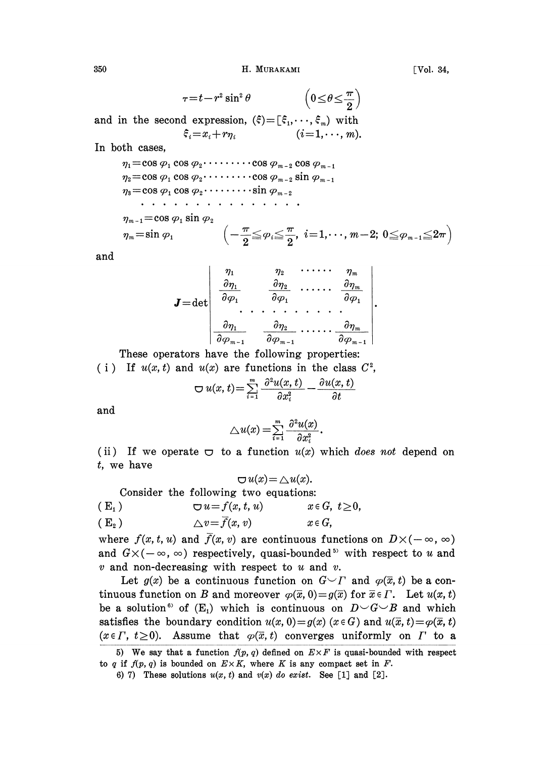$$\tau = t - r^2 \sin^2 \theta \qquad \left(0 \leq \theta \leq \frac{\pi}{2}\right)$$

and in the second expression, $(\xi) = [\xi_1, \cdots, \xi_m)$ with

$$\xi_i = x_i + r\eta_i \qquad (i = 1, \cdots, m).$$

In both cases,

$$\eta_1 = \cos\varphi_1 \cos\varphi_2 \cdots\cdots\cdots \cos\varphi_{m-2} \cos\varphi_{m-1}$$
$$\eta_2 = \cos\varphi_1 \cos\varphi_2 \cdots\cdots\cdots \cos\varphi_{m-2} \sin\varphi_{m-1}$$
$$\eta_3 = \cos\varphi_1 \cos\varphi_2 \cdots\cdots\cdots \sin\varphi_{m-2}$$
$$\cdots\cdots\cdots\cdots\cdots$$
$$\eta_{m-1} = \cos\varphi_1 \sin\varphi_2$$
$$\eta_m = \sin\varphi_1 \qquad \left(-\frac{\pi}{2} \leqq \varphi_i \leqq \frac{\pi}{2},\ i = 1, \cdots, m-2;\ 0 \leqq \varphi_{m-1} \leqq 2\pi\right)$$

and

$$\boldsymbol{J} = \det \begin{vmatrix} \eta_1 & \eta_2 & \cdots\cdots & \eta_m \\ \dfrac{\partial \eta_1}{\partial \varphi_1} & \dfrac{\partial \eta_2}{\partial \varphi_1} & \cdots\cdots & \dfrac{\partial \eta_m}{\partial \varphi_1} \\ \cdots & \cdots & \cdots & \cdots \\ \dfrac{\partial \eta_1}{\partial \varphi_{m-1}} & \dfrac{\partial \eta_2}{\partial \varphi_{m-1}} & \cdots\cdots & \dfrac{\partial \eta_m}{\partial \varphi_{m-1}} \end{vmatrix}.$$

These operators have the following properties:

( i ) If $u(x, t)$ and $u(x)$ are functions in the class $C^2$,

$$\bigtriangledown u(x, t) = \sum_{i=1}^{m} \frac{\partial^2 u(x, t)}{\partial x_i^2} - \frac{\partial u(x, t)}{\partial t}$$

and

$$\triangle u(x) = \sum_{i=1}^{m} \frac{\partial^2 u(x)}{\partial x_i^2}.$$

( ii ) If we operate $\bigtriangledown$ to a function $u(x)$ which *does not* depend on $t$, we have

$$\bigtriangledown u(x) = \triangle u(x).$$

Consider the following two equations:

( $\mathrm{E}_1$ ) $\qquad \bigtriangledown u = f(x, t, u) \qquad x \in G,\ t \geq 0,$

( $\mathrm{E}_2$ ) $\qquad \triangle v = \bar{f}(x, v) \qquad x \in G,$

where $f(x, t, u)$ and $\bar{f}(x, v)$ are continuous functions on $D \times (-\infty, \infty)$ and $G \times (-\infty, \infty)$ respectively, quasi-bounded[5] with respect to $u$ and $v$ and non-decreasing with respect to $u$ and $v$.

Let $g(x)$ be a continuous function on $G \smile \Gamma$ and $\varphi(\bar{x}, t)$ be a continuous function on $B$ and moreover $\varphi(\bar{x}, 0) = g(\bar{x})$ for $\bar{x} \in \Gamma$. Let $u(x, t)$ be a solution[6] of ( $\mathrm{E}_1$ ) which is continuous on $D \smile G \smile B$ and which satisfies the boundary condition $u(x, 0) = g(x)$ $(x \in G)$ and $u(\bar{x}, t) = \varphi(\bar{x}, t)$ $(x \in \Gamma,\ t \geq 0)$. Assume that $\varphi(\bar{x}, t)$ converges uniformly on $\Gamma$ to a

---

5) We say that a function $f(p, q)$ defined on $E \times F$ is quasi-bounded with respect to $q$ if $f(p, q)$ is bounded on $E \times K$, where $K$ is any compact set in $F$.

6) 7) These solutions $u(x, t)$ and $v(x)$ *do exist*. See [1] and [2].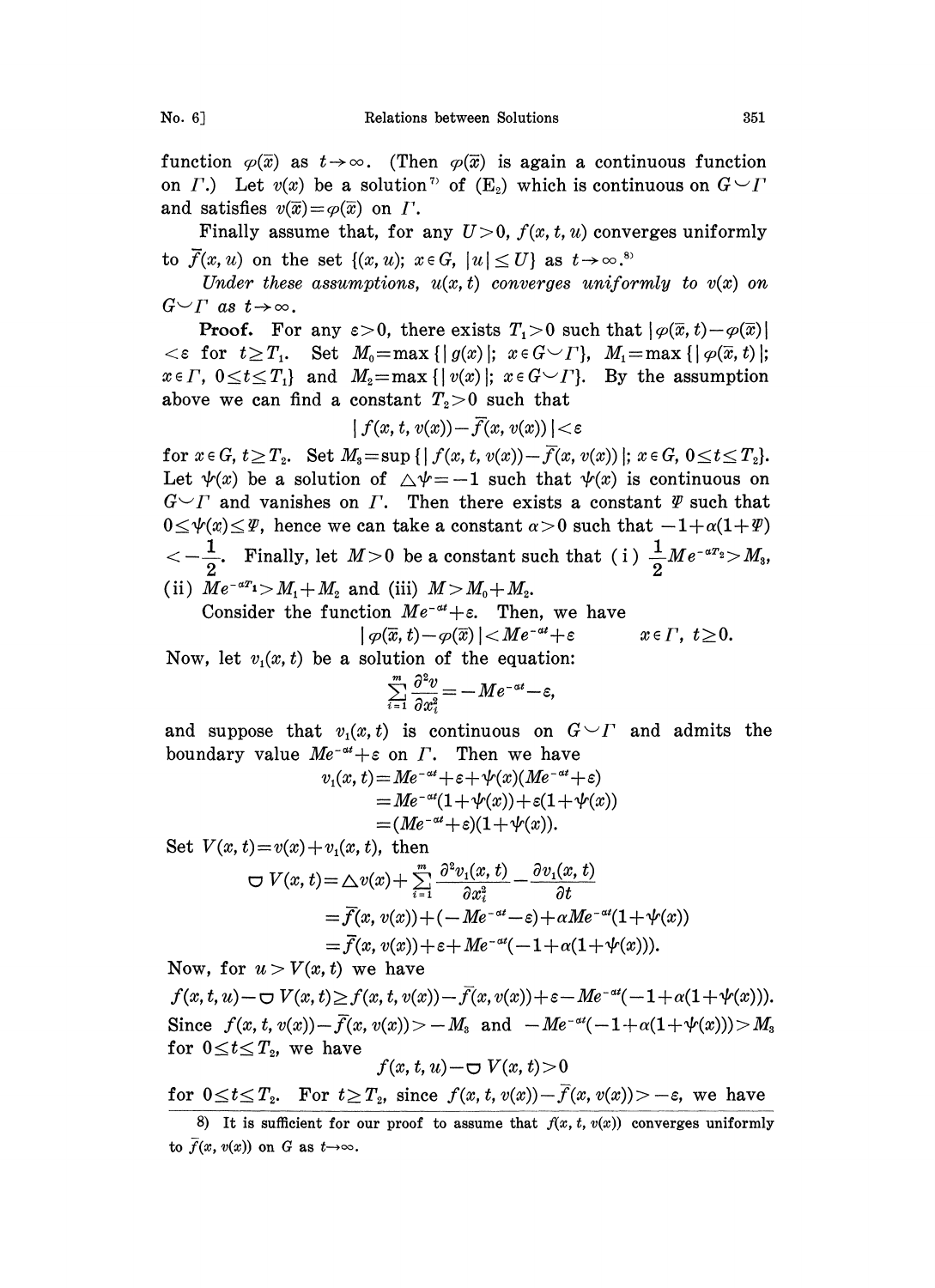function $\varphi(\bar{x})$ as $t\to\infty$. (Then $\varphi(\bar{x})$ is again a continuous function on $\Gamma$.) Let $v(x)$ be a solution[7] of $(E_2)$ which is continuous on $G\smile\Gamma$ and satisfies $v(\bar{x})=\varphi(\bar{x})$ on $\Gamma$.

Finally assume that, for any $U>0$, $f(x,t,u)$ converges uniformly to $\bar{f}(x,u)$ on the set $\{(x,u);\ x\in G,\ |u|\leq U\}$ as $t\to\infty$.[8]

*Under these assumptions, $u(x,t)$ converges uniformly to $v(x)$ on $G\smile\Gamma$ as $t\to\infty$.*

**Proof.** For any $\varepsilon>0$, there exists $T_1>0$ such that $|\varphi(\bar{x},t)-\varphi(\bar{x})|<\varepsilon$ for $t\geq T_1$. Set $M_0=\max\{|g(x)|;\ x\in G\smile\Gamma\}$, $M_1=\max\{|\varphi(\bar{x},t)|;\ x\in\Gamma,\ 0\leq t\leq T_1\}$ and $M_2=\max\{|v(x)|;\ x\in G\smile\Gamma\}$. By the assumption above we can find a constant $T_2>0$ such that

$$|f(x,t,v(x))-\bar{f}(x,v(x))|<\varepsilon$$

for $x\in G$, $t\geq T_2$. Set $M_3=\sup\{|f(x,t,v(x))-\bar{f}(x,v(x))|;\ x\in G,\ 0\leq t\leq T_2\}$. Let $\psi(x)$ be a solution of $\triangle\psi=-1$ such that $\psi(x)$ is continuous on $G\smile\Gamma$ and vanishes on $\Gamma$. Then there exists a constant $\Psi$ such that $0\leq\psi(x)\leq\Psi$, hence we can take a constant $\alpha>0$ such that $-1+\alpha(1+\Psi)<-\frac{1}{2}$. Finally, let $M>0$ be a constant such that (i) $\frac{1}{2}Me^{-\alpha T_2}>M_3$, (ii) $Me^{-\alpha T_1}>M_1+M_2$ and (iii) $M>M_0+M_2$.

Consider the function $Me^{-\alpha t}+\varepsilon$. Then, we have

$$|\varphi(\bar{x},t)-\varphi(\bar{x})|<Me^{-\alpha t}+\varepsilon \qquad x\in\Gamma,\ t\geq 0.$$

Now, let $v_1(x,t)$ be a solution of the equation:

$$\sum_{i=1}^{m}\frac{\partial^2 v}{\partial x_i^2}=-Me^{-\alpha t}-\varepsilon,$$

and suppose that $v_1(x,t)$ is continuous on $G\smile\Gamma$ and admits the boundary value $Me^{-\alpha t}+\varepsilon$ on $\Gamma$. Then we have

$$\begin{aligned}
v_1(x,t)&=Me^{-\alpha t}+\varepsilon+\psi(x)(Me^{-\alpha t}+\varepsilon)\\
&=Me^{-\alpha t}(1+\psi(x))+\varepsilon(1+\psi(x))\\
&=(Me^{-\alpha t}+\varepsilon)(1+\psi(x)).
\end{aligned}$$

Set $V(x,t)=v(x)+v_1(x,t)$, then

$$\begin{aligned}
\square V(x,t)&=\triangle v(x)+\sum_{i=1}^{m}\frac{\partial^2 v_1(x,t)}{\partial x_i^2}-\frac{\partial v_1(x,t)}{\partial t}\\
&=\bar{f}(x,v(x))+(-Me^{-\alpha t}-\varepsilon)+\alpha Me^{-\alpha t}(1+\psi(x))\\
&=\bar{f}(x,v(x))+\varepsilon+Me^{-\alpha t}(-1+\alpha(1+\psi(x))).
\end{aligned}$$

Now, for $u>V(x,t)$ we have

$$f(x,t,u)-\square V(x,t)\geq f(x,t,v(x))-\bar{f}(x,v(x))+\varepsilon-Me^{-\alpha t}(-1+\alpha(1+\psi(x))).$$

Since $f(x,t,v(x))-\bar{f}(x,v(x))>-M_3$ and $-Me^{-\alpha t}(-1+\alpha(1+\psi(x)))>M_3$ for $0\leq t\leq T_2$, we have

$$f(x,t,u)-\square V(x,t)>0$$

for $0\leq t\leq T_2$. For $t\geq T_2$, since $f(x,t,v(x))-\bar{f}(x,v(x))>-\varepsilon$, we have

8) It is sufficient for our proof to assume that $f(x,t,v(x))$ converges uniformly to $\bar{f}(x,v(x))$ on $G$ as $t\to\infty$.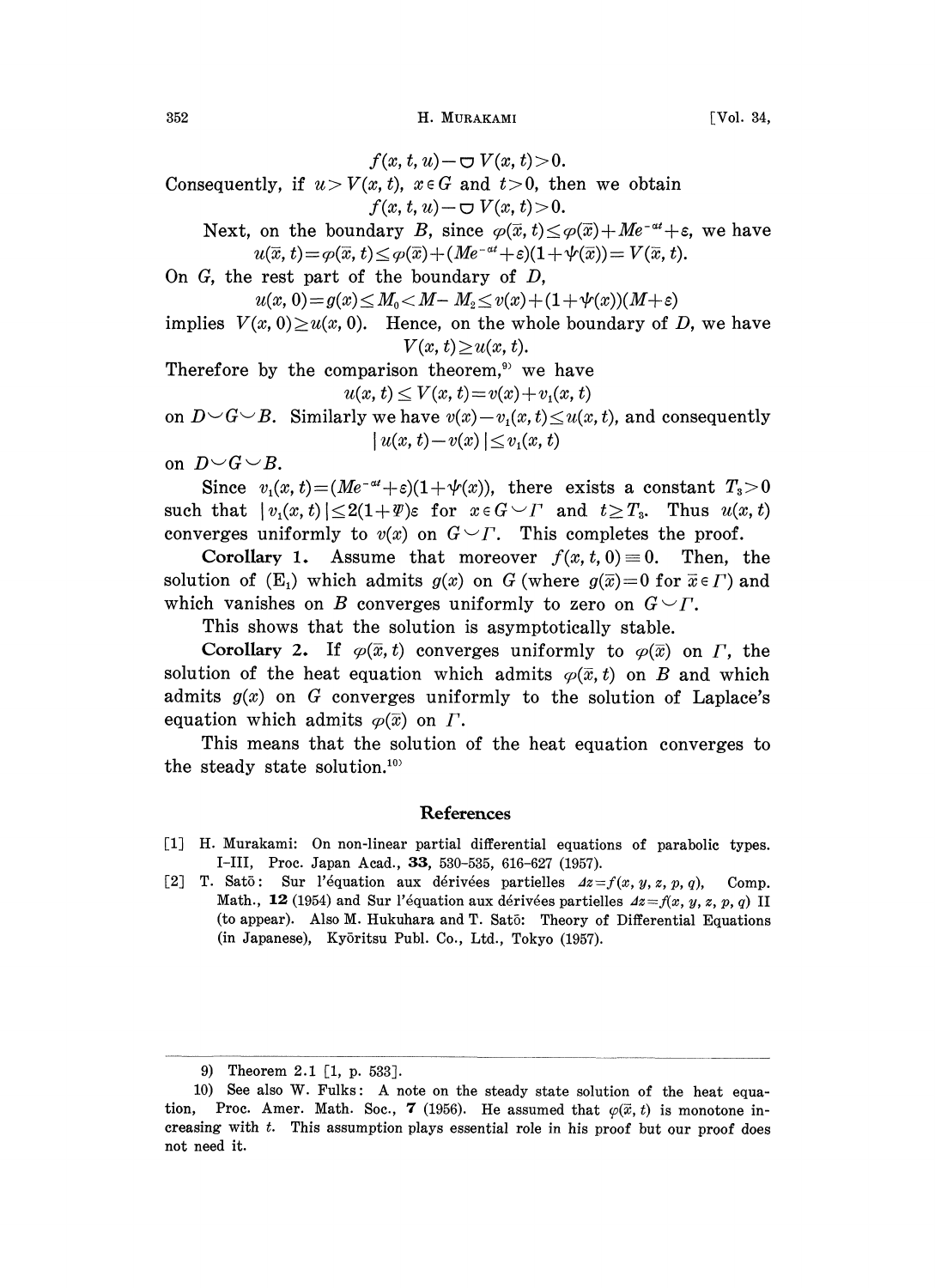$$f(x, t, u) - \mho V(x, t) > 0.$$

Consequently, if $u > V(x, t)$, $x \in G$ and $t > 0$, then we obtain

$$f(x, t, u) - \mho V(x, t) > 0.$$

Next, on the boundary $B$, since $\varphi(\bar{x}, t) \leq \varphi(\bar{x}) + Me^{-\alpha t} + \varepsilon$, we have

$$u(\bar{x}, t) = \varphi(\bar{x}, t) \leq \varphi(\bar{x}) + (Me^{-\alpha t} + \varepsilon)(1 + \psi(\bar{x})) = V(\bar{x}, t).$$

On $G$, the rest part of the boundary of $D$,

$$u(x, 0) = g(x) \leq M_0 < M - M_2 \leq v(x) + (1 + \psi(x))(M + \varepsilon)$$

implies $V(x, 0) \geq u(x, 0)$. Hence, on the whole boundary of $D$, we have

$$V(x, t) \geq u(x, t).$$

Therefore by the comparison theorem,[9] we have

$$u(x, t) \leq V(x, t) = v(x) + v_1(x, t)$$

on $D \smile G \smile B$. Similarly we have $v(x) - v_1(x, t) \leq u(x, t)$, and consequently

$$| u(x, t) - v(x) | \leq v_1(x, t)$$

on $D \smile G \smile B$.

Since $v_1(x, t) = (Me^{-\alpha t} + \varepsilon)(1 + \psi(x))$, there exists a constant $T_3 > 0$ such that $|v_1(x, t)| \leq 2(1 + \Psi)\varepsilon$ for $x \in G \smile \Gamma$ and $t \geq T_3$. Thus $u(x, t)$ converges uniformly to $v(x)$ on $G \smile \Gamma$. This completes the proof.

**Corollary 1.** Assume that moreover $f(x, t, 0) \equiv 0$. Then, the solution of $(\mathrm{E}_1)$ which admits $g(x)$ on $G$ (where $g(\bar{x}) = 0$ for $\bar{x} \in \Gamma$) and which vanishes on $B$ converges uniformly to zero on $G \smile \Gamma$.

This shows that the solution is asymptotically stable.

**Corollary 2.** If $\varphi(\bar{x}, t)$ converges uniformly to $\varphi(\bar{x})$ on $\Gamma$, the solution of the heat equation which admits $\varphi(\bar{x}, t)$ on $B$ and which admits $g(x)$ on $G$ converges uniformly to the solution of Laplace's equation which admits $\varphi(\bar{x})$ on $\Gamma$.

This means that the solution of the heat equation converges to the steady state solution.[10]

## References

[1] H. Murakami: On non-linear partial differential equations of parabolic types. I–III, Proc. Japan Acad., **33**, 530–535, 616–627 (1957).

[2] T. Satō: Sur l'équation aux dérivées partielles $\Delta z = f(x, y, z, p, q)$, Comp. Math., **12** (1954) and Sur l'équation aux dérivées partielles $\Delta z = f(x, y, z, p, q)$ II (to appear). Also M. Hukuhara and T. Satō: Theory of Differential Equations (in Japanese), Kyōritsu Publ. Co., Ltd., Tokyo (1957).

---

9) Theorem 2.1 [1, p. 533].

10) See also W. Fulks: A note on the steady state solution of the heat equation, Proc. Amer. Math. Soc., **7** (1956). He assumed that $\varphi(\bar{x}, t)$ is monotone increasing with $t$. This assumption plays essential role in his proof but our proof does not need it.